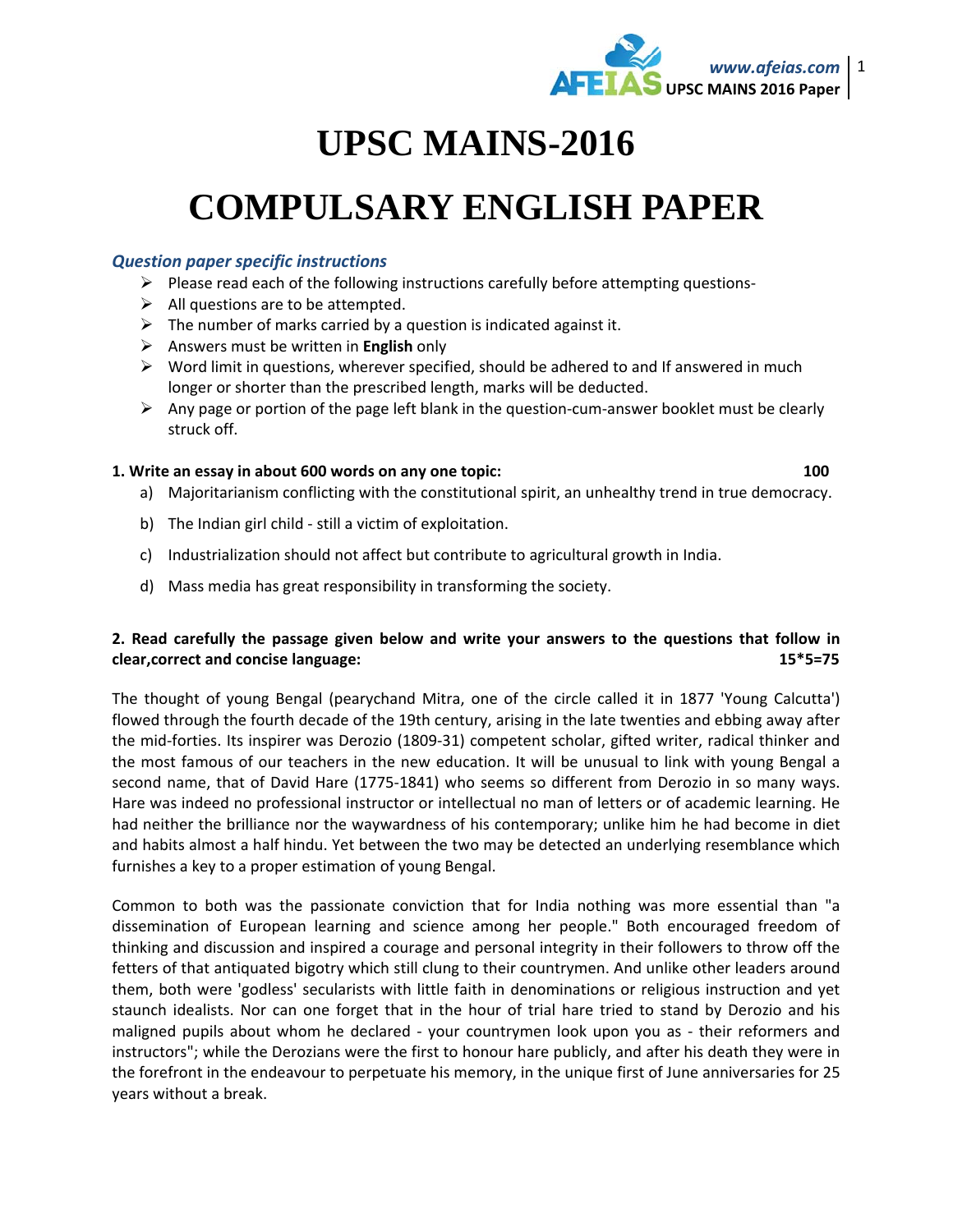# UPSC MAINS-2016

# COMPULSARY ENGLISH PAPER

### *Question paper specific instructions*

- Please read each of the following instructions carefully before attempting questions-
- All questions are to be attempted.
- The number of marks carried by a question is indicated against it.
- Answers must be written in **English** only
- Word limit in questions, wherever specified, should be adhered to and If answered in much longer or shorter than the prescribed length, marks will be deducted.
- Any page or portion of the page left blank in the question-cum-answer booklet must be clearly struck off.

**1. Write an essay in about 600 words on any one topic:** **100**

a) Majoritarianism conflicting with the constitutional spirit, an unhealthy trend in true democracy.

b) The Indian girl child - still a victim of exploitation.

c) Industrialization should not affect but contribute to agricultural growth in India.

d) Mass media has great responsibility in transforming the society.

**2. Read carefully the passage given below and write your answers to the questions that follow in clear,correct and concise language:** **15*5=75**

The thought of young Bengal (pearychand Mitra, one of the circle called it in 1877 'Young Calcutta') flowed through the fourth decade of the 19th century, arising in the late twenties and ebbing away after the mid-forties. Its inspirer was Derozio (1809-31) competent scholar, gifted writer, radical thinker and the most famous of our teachers in the new education. It will be unusual to link with young Bengal a second name, that of David Hare (1775-1841) who seems so different from Derozio in so many ways. Hare was indeed no professional instructor or intellectual no man of letters or of academic learning. He had neither the brilliance nor the waywardness of his contemporary; unlike him he had become in diet and habits almost a half hindu. Yet between the two may be detected an underlying resemblance which furnishes a key to a proper estimation of young Bengal.

Common to both was the passionate conviction that for India nothing was more essential than "a dissemination of European learning and science among her people." Both encouraged freedom of thinking and discussion and inspired a courage and personal integrity in their followers to throw off the fetters of that antiquated bigotry which still clung to their countrymen. And unlike other leaders around them, both were 'godless' secularists with little faith in denominations or religious instruction and yet staunch idealists. Nor can one forget that in the hour of trial hare tried to stand by Derozio and his maligned pupils about whom he declared - your countrymen look upon you as - their reformers and instructors"; while the Derozians were the first to honour hare publicly, and after his death they were in the forefront in the endeavour to perpetuate his memory, in the unique first of June anniversaries for 25 years without a break.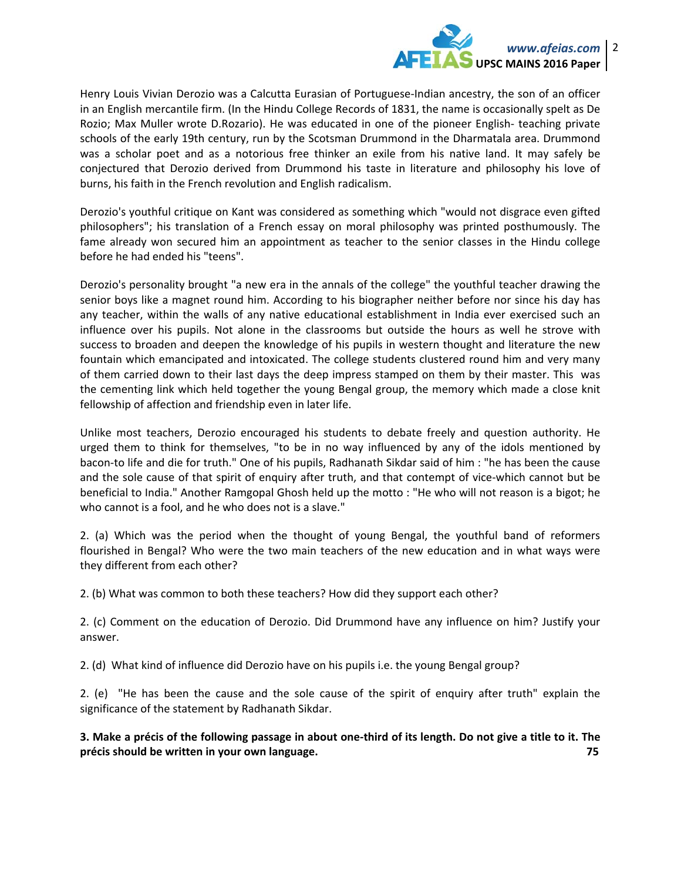Henry Louis Vivian Derozio was a Calcutta Eurasian of Portuguese-Indian ancestry, the son of an officer in an English mercantile firm. (In the Hindu College Records of 1831, the name is occasionally spelt as De Rozio; Max Muller wrote D.Rozario). He was educated in one of the pioneer English- teaching private schools of the early 19th century, run by the Scotsman Drummond in the Dharmatala area. Drummond was a scholar poet and as a notorious free thinker an exile from his native land. It may safely be conjectured that Derozio derived from Drummond his taste in literature and philosophy his love of burns, his faith in the French revolution and English radicalism.

Derozio's youthful critique on Kant was considered as something which "would not disgrace even gifted philosophers"; his translation of a French essay on moral philosophy was printed posthumously. The fame already won secured him an appointment as teacher to the senior classes in the Hindu college before he had ended his "teens".

Derozio's personality brought "a new era in the annals of the college" the youthful teacher drawing the senior boys like a magnet round him. According to his biographer neither before nor since his day has any teacher, within the walls of any native educational establishment in India ever exercised such an influence over his pupils. Not alone in the classrooms but outside the hours as well he strove with success to broaden and deepen the knowledge of his pupils in western thought and literature the new fountain which emancipated and intoxicated. The college students clustered round him and very many of them carried down to their last days the deep impress stamped on them by their master. This was the cementing link which held together the young Bengal group, the memory which made a close knit fellowship of affection and friendship even in later life.

Unlike most teachers, Derozio encouraged his students to debate freely and question authority. He urged them to think for themselves, "to be in no way influenced by any of the idols mentioned by bacon-to life and die for truth." One of his pupils, Radhanath Sikdar said of him : "he has been the cause and the sole cause of that spirit of enquiry after truth, and that contempt of vice-which cannot but be beneficial to India." Another Ramgopal Ghosh held up the motto : "He who will not reason is a bigot; he who cannot is a fool, and he who does not is a slave."

2. (a) Which was the period when the thought of young Bengal, the youthful band of reformers flourished in Bengal? Who were the two main teachers of the new education and in what ways were they different from each other?

2. (b) What was common to both these teachers? How did they support each other?

2. (c) Comment on the education of Derozio. Did Drummond have any influence on him? Justify your answer.

2. (d) What kind of influence did Derozio have on his pupils i.e. the young Bengal group?

2. (e) "He has been the cause and the sole cause of the spirit of enquiry after truth" explain the significance of the statement by Radhanath Sikdar.

**3. Make a précis of the following passage in about one-third of its length. Do not give a title to it. The précis should be written in your own language. 75**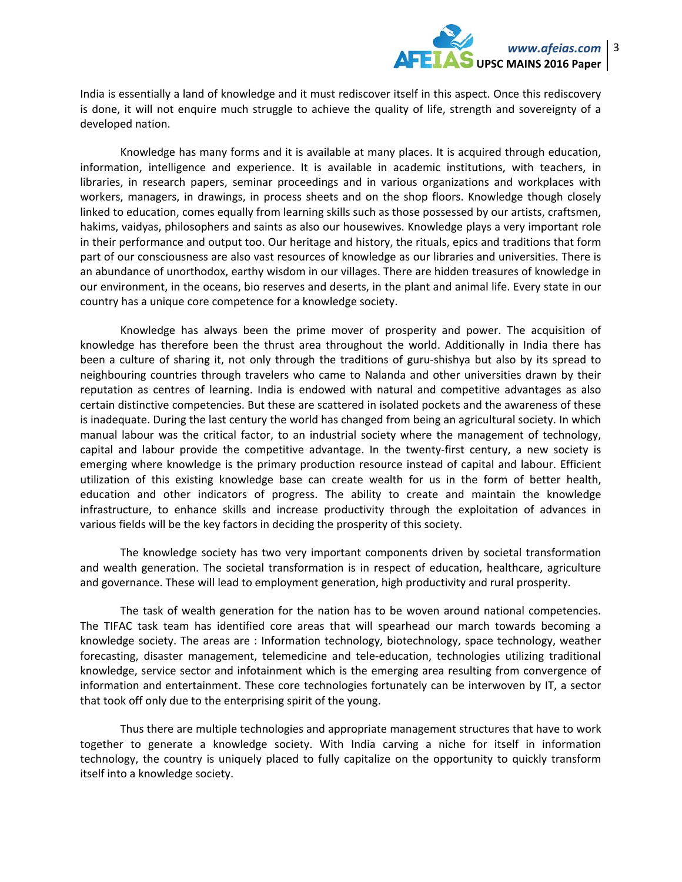India is essentially a land of knowledge and it must rediscover itself in this aspect. Once this rediscovery is done, it will not enquire much struggle to achieve the quality of life, strength and sovereignty of a developed nation.

Knowledge has many forms and it is available at many places. It is acquired through education, information, intelligence and experience. It is available in academic institutions, with teachers, in libraries, in research papers, seminar proceedings and in various organizations and workplaces with workers, managers, in drawings, in process sheets and on the shop floors. Knowledge though closely linked to education, comes equally from learning skills such as those possessed by our artists, craftsmen, hakims, vaidyas, philosophers and saints as also our housewives. Knowledge plays a very important role in their performance and output too. Our heritage and history, the rituals, epics and traditions that form part of our consciousness are also vast resources of knowledge as our libraries and universities. There is an abundance of unorthodox, earthy wisdom in our villages. There are hidden treasures of knowledge in our environment, in the oceans, bio reserves and deserts, in the plant and animal life. Every state in our country has a unique core competence for a knowledge society.

Knowledge has always been the prime mover of prosperity and power. The acquisition of knowledge has therefore been the thrust area throughout the world. Additionally in India there has been a culture of sharing it, not only through the traditions of guru-shishya but also by its spread to neighbouring countries through travelers who came to Nalanda and other universities drawn by their reputation as centres of learning. India is endowed with natural and competitive advantages as also certain distinctive competencies. But these are scattered in isolated pockets and the awareness of these is inadequate. During the last century the world has changed from being an agricultural society. In which manual labour was the critical factor, to an industrial society where the management of technology, capital and labour provide the competitive advantage. In the twenty-first century, a new society is emerging where knowledge is the primary production resource instead of capital and labour. Efficient utilization of this existing knowledge base can create wealth for us in the form of better health, education and other indicators of progress. The ability to create and maintain the knowledge infrastructure, to enhance skills and increase productivity through the exploitation of advances in various fields will be the key factors in deciding the prosperity of this society.

The knowledge society has two very important components driven by societal transformation and wealth generation. The societal transformation is in respect of education, healthcare, agriculture and governance. These will lead to employment generation, high productivity and rural prosperity.

The task of wealth generation for the nation has to be woven around national competencies. The TIFAC task team has identified core areas that will spearhead our march towards becoming a knowledge society. The areas are : Information technology, biotechnology, space technology, weather forecasting, disaster management, telemedicine and tele-education, technologies utilizing traditional knowledge, service sector and infotainment which is the emerging area resulting from convergence of information and entertainment. These core technologies fortunately can be interwoven by IT, a sector that took off only due to the enterprising spirit of the young.

Thus there are multiple technologies and appropriate management structures that have to work together to generate a knowledge society. With India carving a niche for itself in information technology, the country is uniquely placed to fully capitalize on the opportunity to quickly transform itself into a knowledge society.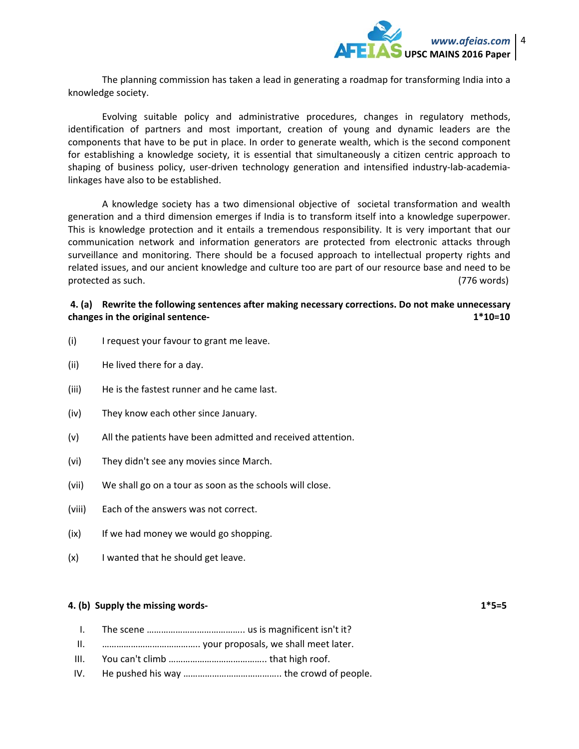The planning commission has taken a lead in generating a roadmap for transforming India into a knowledge society.

Evolving suitable policy and administrative procedures, changes in regulatory methods, identification of partners and most important, creation of young and dynamic leaders are the components that have to be put in place. In order to generate wealth, which is the second component for establishing a knowledge society, it is essential that simultaneously a citizen centric approach to shaping of business policy, user-driven technology generation and intensified industry-lab-academia-linkages have also to be established.

A knowledge society has a two dimensional objective of societal transformation and wealth generation and a third dimension emerges if India is to transform itself into a knowledge superpower. This is knowledge protection and it entails a tremendous responsibility. It is very important that our communication network and information generators are protected from electronic attacks through surveillance and monitoring. There should be a focused approach to intellectual property rights and related issues, and our ancient knowledge and culture too are part of our resource base and need to be protected as such. (776 words)

**4. (a) Rewrite the following sentences after making necessary corrections. Do not make unnecessary changes in the original sentence- 1*10=10**

(i) I request your favour to grant me leave.

(ii) He lived there for a day.

(iii) He is the fastest runner and he came last.

(iv) They know each other since January.

(v) All the patients have been admitted and received attention.

(vi) They didn't see any movies since March.

(vii) We shall go on a tour as soon as the schools will close.

(viii) Each of the answers was not correct.

(ix) If we had money we would go shopping.

(x) I wanted that he should get leave.

**4. (b) Supply the missing words- 1*5=5**

I. The scene ………………………………….. us is magnificent isn't it?
II. ………………………………….. your proposals, we shall meet later.
III. You can't climb ………………………………….. that high roof.
IV. He pushed his way ………………………………….. the crowd of people.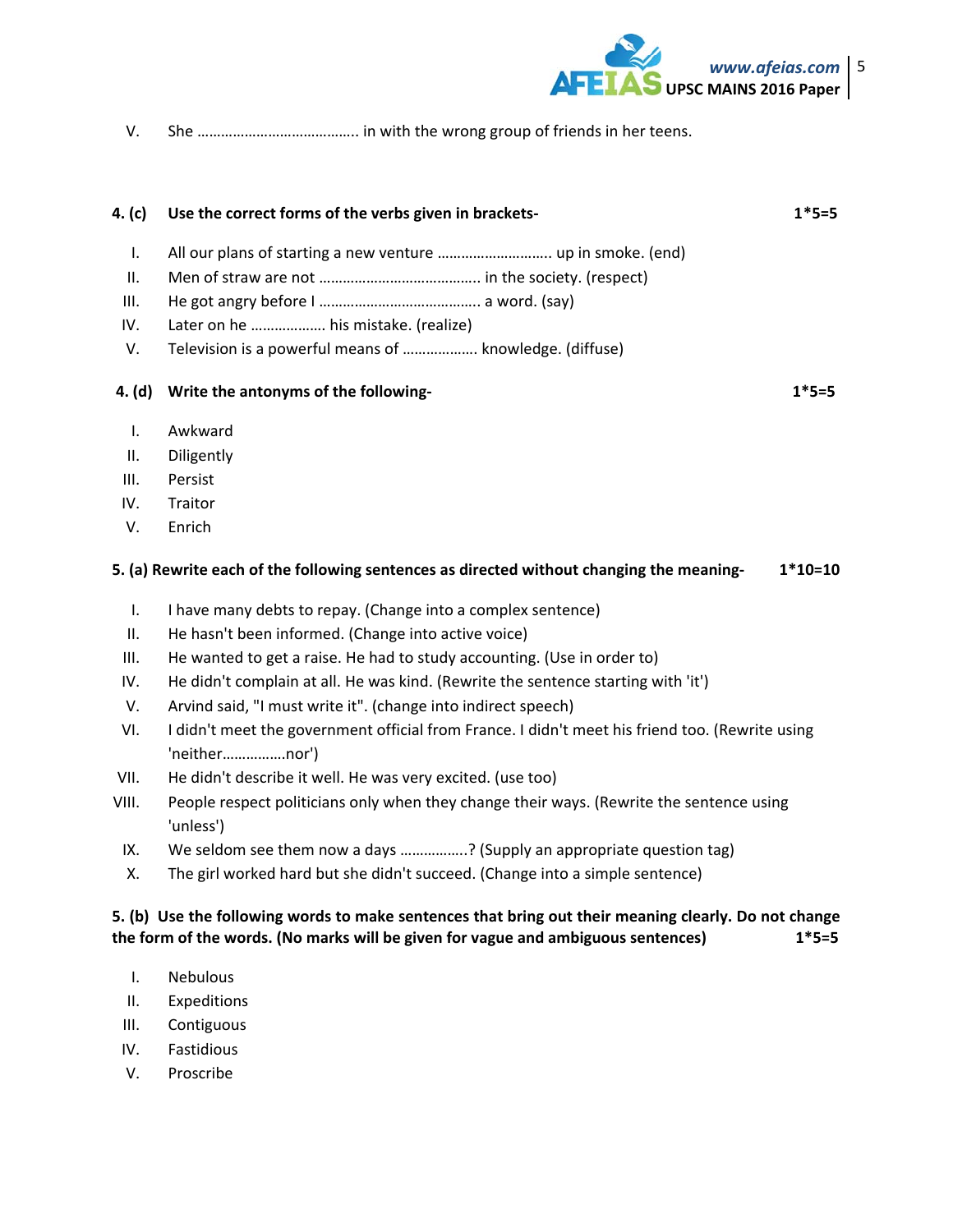V. She ………………………………….. in with the wrong group of friends in her teens.

**4. (c) Use the correct forms of the verbs given in brackets- 1*5=5**

I. All our plans of starting a new venture ………………………. up in smoke. (end)
II. Men of straw are not ………………………………….. in the society. (respect)
III. He got angry before I ………………………………….. a word. (say)
IV. Later on he ………………. his mistake. (realize)
V. Television is a powerful means of ………………. knowledge. (diffuse)

**4. (d) Write the antonyms of the following- 1*5=5**

I. Awkward
II. Diligently
III. Persist
IV. Traitor
V. Enrich

**5. (a) Rewrite each of the following sentences as directed without changing the meaning- 1*10=10**

I. I have many debts to repay. (Change into a complex sentence)
II. He hasn't been informed. (Change into active voice)
III. He wanted to get a raise. He had to study accounting. (Use in order to)
IV. He didn't complain at all. He was kind. (Rewrite the sentence starting with 'it')
V. Arvind said, "I must write it". (change into indirect speech)
VI. I didn't meet the government official from France. I didn't meet his friend too. (Rewrite using 'neither…………….nor')
VII. He didn't describe it well. He was very excited. (use too)
VIII. People respect politicians only when they change their ways. (Rewrite the sentence using 'unless')
IX. We seldom see them now a days ……………..? (Supply an appropriate question tag)
X. The girl worked hard but she didn't succeed. (Change into a simple sentence)

**5. (b) Use the following words to make sentences that bring out their meaning clearly. Do not change the form of the words. (No marks will be given for vague and ambiguous sentences) 1*5=5**

I. Nebulous
II. Expeditions
III. Contiguous
IV. Fastidious
V. Proscribe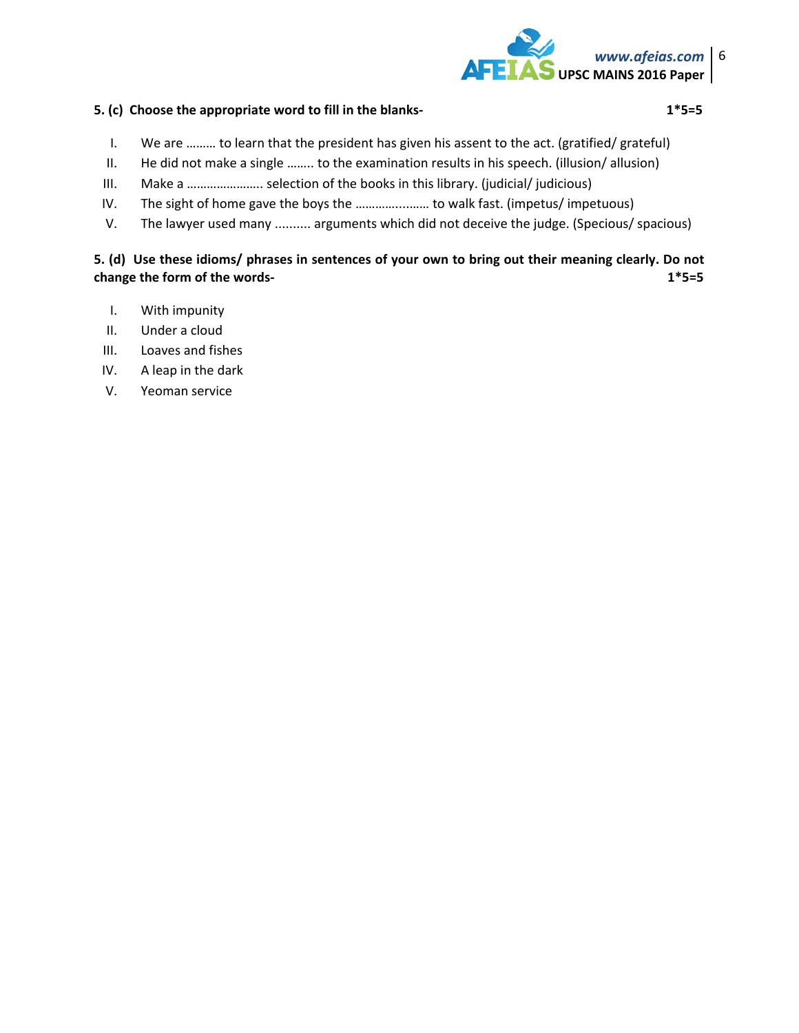**5. (c) Choose the appropriate word to fill in the blanks-** **1*5=5**

I. We are ……… to learn that the president has given his assent to the act. (gratified/ grateful)

II. He did not make a single …….. to the examination results in his speech. (illusion/ allusion)

III. Make a ………………….. selection of the books in this library. (judicial/ judicious)

IV. The sight of home gave the boys the ………….......... to walk fast. (impetus/ impetuous)

V. The lawyer used many .......... arguments which did not deceive the judge. (Specious/ spacious)

**5. (d) Use these idioms/ phrases in sentences of your own to bring out their meaning clearly. Do not change the form of the words-** **1*5=5**

I. With impunity

II. Under a cloud

III. Loaves and fishes

IV. A leap in the dark

V. Yeoman service